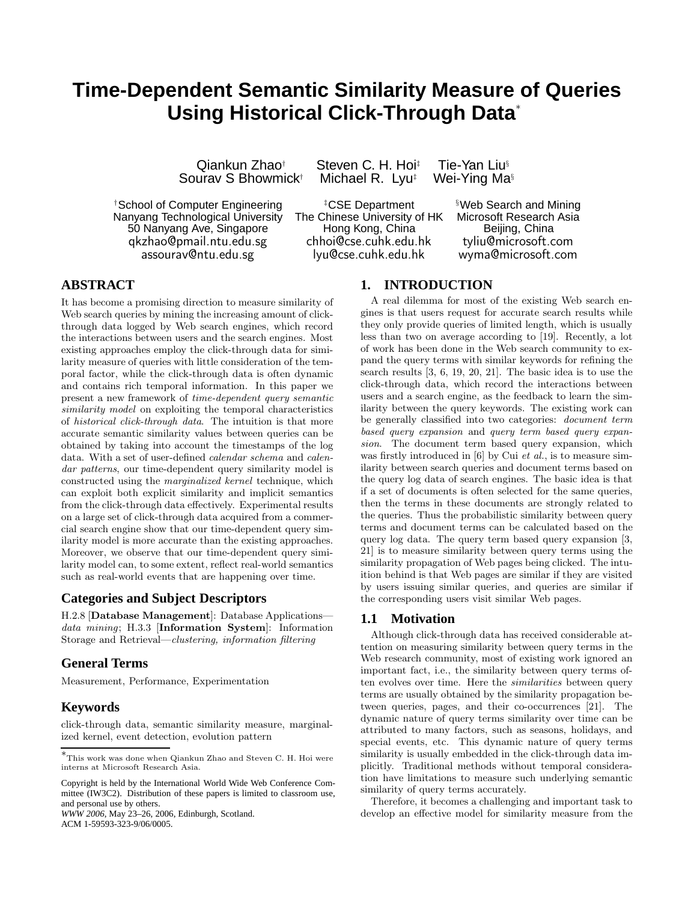# Time-Dependent Semantic Similarity Measure of Queries Using Historical Click-Through Data*

Qiankun Zhao† Steven C. H. Hoi‡ Tie-Yan Liu§
Sourav S Bhowmick† Michael R. Lyu‡ Wei-Ying Ma§

†School of Computer Engineering
Nanyang Technological University
50 Nanyang Ave, Singapore
qkzhao@pmail.ntu.edu.sg
assourav@ntu.edu.sg

‡CSE Department
The Chinese University of HK
Hong Kong, China
chhoi@cse.cuhk.edu.hk
lyu@cse.cuhk.edu.hk

§Web Search and Mining
Microsoft Research Asia
Beijing, China
tyliu@microsoft.com
wyma@microsoft.com

## ABSTRACT

It has become a promising direction to measure similarity of Web search queries by mining the increasing amount of click-through data logged by Web search engines, which record the interactions between users and the search engines. Most existing approaches employ the click-through data for similarity measure of queries with little consideration of the temporal factor, while the click-through data is often dynamic and contains rich temporal information. In this paper we present a new framework of *time-dependent query semantic similarity model* on exploiting the temporal characteristics of *historical click-through data*. The intuition is that more accurate semantic similarity values between queries can be obtained by taking into account the timestamps of the log data. With a set of user-defined *calendar schema* and *calendar patterns*, our time-dependent query similarity model is constructed using the *marginalized kernel* technique, which can exploit both explicit similarity and implicit semantics from the click-through data effectively. Experimental results on a large set of click-through data acquired from a commercial search engine show that our time-dependent query similarity model is more accurate than the existing approaches. Moreover, we observe that our time-dependent query similarity model can, to some extent, reflect real-world semantics such as real-world events that are happening over time.

### Categories and Subject Descriptors

H.2.8 [**Database Management**]: Database Applications—*data mining*; H.3.3 [**Information System**]: Information Storage and Retrieval—*clustering, information filtering*

### General Terms

Measurement, Performance, Experimentation

### Keywords

click-through data, semantic similarity measure, marginalized kernel, event detection, evolution pattern

*This work was done when Qiankun Zhao and Steven C. H. Hoi were interns at Microsoft Research Asia.

Copyright is held by the International World Wide Web Conference Committee (IW3C2). Distribution of these papers is limited to classroom use, and personal use by others.
*WWW 2006*, May 23–26, 2006, Edinburgh, Scotland.
ACM 1-59593-323-9/06/0005.

## 1. INTRODUCTION

A real dilemma for most of the existing Web search engines is that users request for accurate search results while they only provide queries of limited length, which is usually less than two on average according to [19]. Recently, a lot of work has been done in the Web search community to expand the query terms with similar keywords for refining the search results [3, 6, 19, 20, 21]. The basic idea is to use the click-through data, which record the interactions between users and a search engine, as the feedback to learn the similarity between the query keywords. The existing work can be generally classified into two categories: *document term based query expansion* and *query term based query expansion*. The document term based query expansion, which was firstly introduced in [6] by Cui *et al.*, is to measure similarity between search queries and document terms based on the query log data of search engines. The basic idea is that if a set of documents is often selected for the same queries, then the terms in these documents are strongly related to the queries. Thus the probabilistic similarity between query terms and document terms can be calculated based on the query log data. The query term based query expansion [3, 21] is to measure similarity between query terms using the similarity propagation of Web pages being clicked. The intuition behind is that Web pages are similar if they are visited by users issuing similar queries, and queries are similar if the corresponding users visit similar Web pages.

### 1.1 Motivation

Although click-through data has received considerable attention on measuring similarity between query terms in the Web research community, most of existing work ignored an important fact, i.e., the similarity between query terms often evolves over time. Here the *similarities* between query terms are usually obtained by the similarity propagation between queries, pages, and their co-occurrences [21]. The dynamic nature of query terms similarity over time can be attributed to many factors, such as seasons, holidays, and special events, etc. This dynamic nature of query terms similarity is usually embedded in the click-through data implicitly. Traditional methods without temporal consideration have limitations to measure such underlying semantic similarity of query terms accurately.

Therefore, it becomes a challenging and important task to develop an effective model for similarity measure from the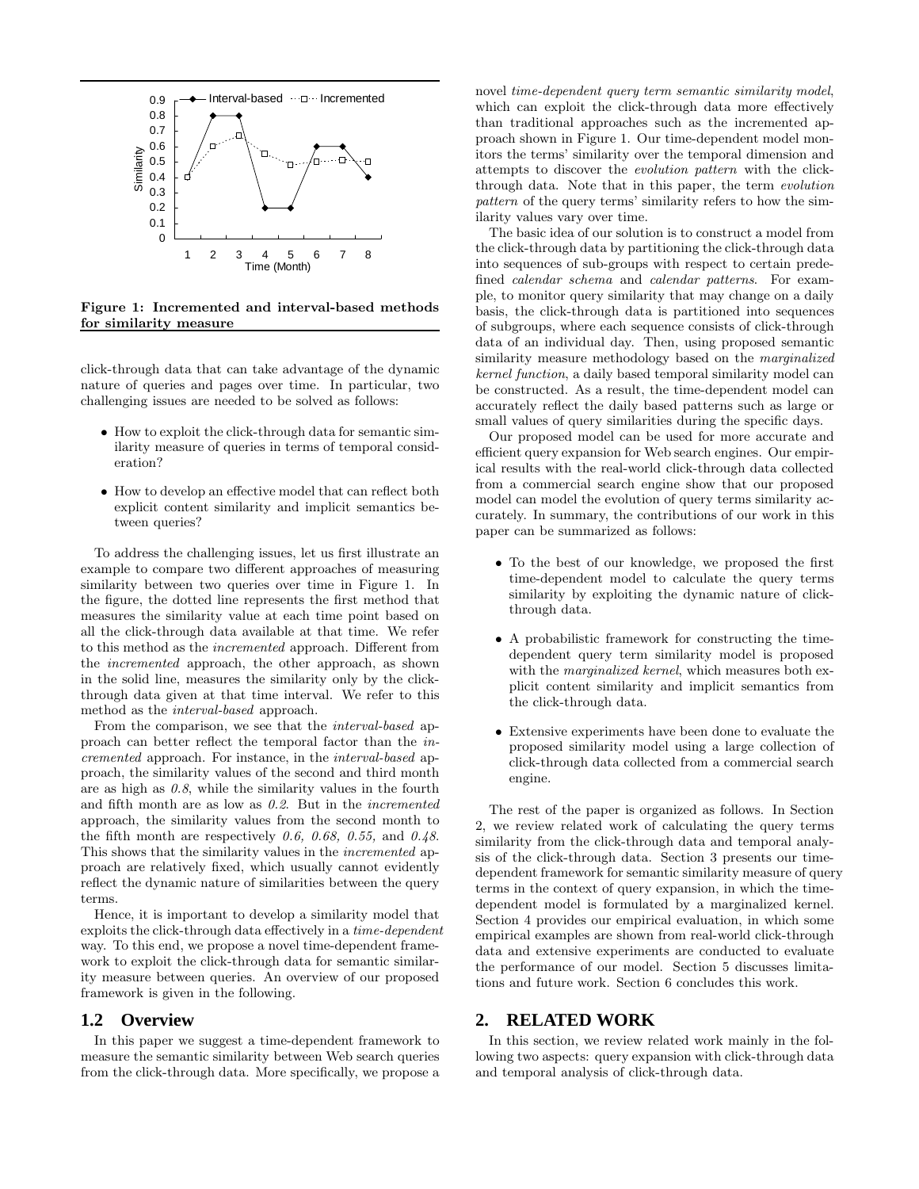0.9
0.8
0.7
0.6
0.5
0.4
0.3
0.2
0.1
0
Similarity
Interval-based
Incremented
1 2 3 4 5 6 7 8
Time (Month)

**Figure 1: Incremented and interval-based methods for similarity measure**

click-through data that can take advantage of the dynamic nature of queries and pages over time. In particular, two challenging issues are needed to be solved as follows:

- How to exploit the click-through data for semantic similarity measure of queries in terms of temporal consideration?
- How to develop an effective model that can reflect both explicit content similarity and implicit semantics between queries?

To address the challenging issues, let us first illustrate an example to compare two different approaches of measuring similarity between two queries over time in Figure 1. In the figure, the dotted line represents the first method that measures the similarity value at each time point based on all the click-through data available at that time. We refer to this method as the *incremented* approach. Different from the *incremented* approach, the other approach, as shown in the solid line, measures the similarity only by the click-through data given at that time interval. We refer to this method as the *interval-based* approach.

From the comparison, we see that the *interval-based* approach can better reflect the temporal factor than the *incremented* approach. For instance, in the *interval-based* approach, the similarity values of the second and third month are as high as *0.8*, while the similarity values in the fourth and fifth month are as low as *0.2*. But in the *incremented* approach, the similarity values from the second month to the fifth month are respectively *0.6, 0.68, 0.55,* and *0.48*. This shows that the similarity values in the *incremented* approach are relatively fixed, which usually cannot evidently reflect the dynamic nature of similarities between the query terms.

Hence, it is important to develop a similarity model that exploits the click-through data effectively in a *time-dependent* way. To this end, we propose a novel time-dependent framework to exploit the click-through data for semantic similarity measure between queries. An overview of our proposed framework is given in the following.

## 1.2 Overview

In this paper we suggest a time-dependent framework to measure the semantic similarity between Web search queries from the click-through data. More specifically, we propose a novel *time-dependent query term semantic similarity model*, which can exploit the click-through data more effectively than traditional approaches such as the incremented approach shown in Figure 1. Our time-dependent model monitors the terms' similarity over the temporal dimension and attempts to discover the *evolution pattern* with the click-through data. Note that in this paper, the term *evolution pattern* of the query terms' similarity refers to how the similarity values vary over time.

The basic idea of our solution is to construct a model from the click-through data by partitioning the click-through data into sequences of sub-groups with respect to certain predefined *calendar schema* and *calendar patterns*. For example, to monitor query similarity that may change on a daily basis, the click-through data is partitioned into sequences of subgroups, where each sequence consists of click-through data of an individual day. Then, using proposed semantic similarity measure methodology based on the *marginalized kernel function*, a daily based temporal similarity model can be constructed. As a result, the time-dependent model can accurately reflect the daily based patterns such as large or small values of query similarities during the specific days.

Our proposed model can be used for more accurate and efficient query expansion for Web search engines. Our empirical results with the real-world click-through data collected from a commercial search engine show that our proposed model can model the evolution of query terms similarity accurately. In summary, the contributions of our work in this paper can be summarized as follows:

- To the best of our knowledge, we proposed the first time-dependent model to calculate the query terms similarity by exploiting the dynamic nature of click-through data.
- A probabilistic framework for constructing the time-dependent query term similarity model is proposed with the *marginalized kernel*, which measures both explicit content similarity and implicit semantics from the click-through data.
- Extensive experiments have been done to evaluate the proposed similarity model using a large collection of click-through data collected from a commercial search engine.

The rest of the paper is organized as follows. In Section 2, we review related work of calculating the query terms similarity from the click-through data and temporal analysis of the click-through data. Section 3 presents our time-dependent framework for semantic similarity measure of query terms in the context of query expansion, in which the time-dependent model is formulated by a marginalized kernel. Section 4 provides our empirical evaluation, in which some empirical examples are shown from real-world click-through data and extensive experiments are conducted to evaluate the performance of our model. Section 5 discusses limitations and future work. Section 6 concludes this work.

# 2. RELATED WORK

In this section, we review related work mainly in the following two aspects: query expansion with click-through data and temporal analysis of click-through data.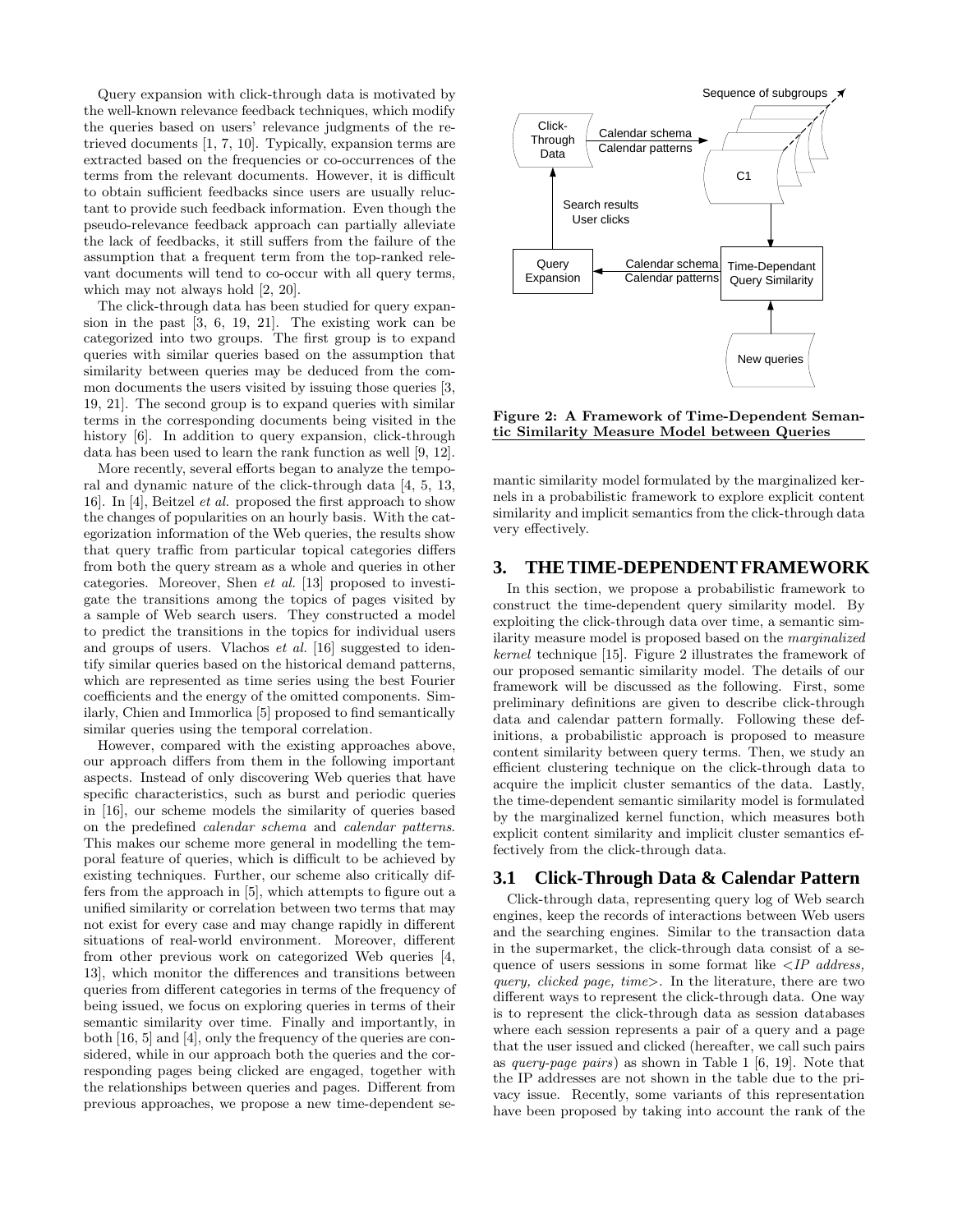Query expansion with click-through data is motivated by the well-known relevance feedback techniques, which modify the queries based on users' relevance judgments of the retrieved documents [1, 7, 10]. Typically, expansion terms are extracted based on the frequencies or co-occurrences of the terms from the relevant documents. However, it is difficult to obtain sufficient feedbacks since users are usually reluctant to provide such feedback information. Even though the pseudo-relevance feedback approach can partially alleviate the lack of feedbacks, it still suffers from the failure of the assumption that a frequent term from the top-ranked relevant documents will tend to co-occur with all query terms, which may not always hold [2, 20].

The click-through data has been studied for query expansion in the past [3, 6, 19, 21]. The existing work can be categorized into two groups. The first group is to expand queries with similar queries based on the assumption that similarity between queries may be deduced from the common documents the users visited by issuing those queries [3, 19, 21]. The second group is to expand queries with similar terms in the corresponding documents being visited in the history [6]. In addition to query expansion, click-through data has been used to learn the rank function as well [9, 12].

More recently, several efforts began to analyze the temporal and dynamic nature of the click-through data [4, 5, 13, 16]. In [4], Beitzel *et al.* proposed the first approach to show the changes of popularities on an hourly basis. With the categorization information of the Web queries, the results show that query traffic from particular topical categories differs from both the query stream as a whole and queries in other categories. Moreover, Shen *et al.* [13] proposed to investigate the transitions among the topics of pages visited by a sample of Web search users. They constructed a model to predict the transitions in the topics for individual users and groups of users. Vlachos *et al.* [16] suggested to identify similar queries based on the historical demand patterns, which are represented as time series using the best Fourier coefficients and the energy of the omitted components. Similarly, Chien and Immorlica [5] proposed to find semantically similar queries using the temporal correlation.

However, compared with the existing approaches above, our approach differs from them in the following important aspects. Instead of only discovering Web queries that have specific characteristics, such as burst and periodic queries in [16], our scheme models the similarity of queries based on the predefined *calendar schema* and *calendar patterns*. This makes our scheme more general in modelling the temporal feature of queries, which is difficult to be achieved by existing techniques. Further, our scheme also critically differs from the approach in [5], which attempts to figure out a unified similarity or correlation between two terms that may not exist for every case and may change rapidly in different situations of real-world environment. Moreover, different from other previous work on categorized Web queries [4, 13], which monitor the differences and transitions between queries from different categories in terms of the frequency of being issued, we focus on exploring queries in terms of their semantic similarity over time. Finally and importantly, in both [16, 5] and [4], only the frequency of the queries are considered, while in our approach both the queries and the corresponding pages being clicked are engaged, together with the relationships between queries and pages. Different from previous approaches, we propose a new time-dependent semantic similarity model formulated by the marginalized kernels in a probabilistic framework to explore explicit content similarity and implicit semantics from the click-through data very effectively.

**Figure 2: A Framework of Time-Dependent Semantic Similarity Measure Model between Queries**

## 3. THE TIME-DEPENDENT FRAMEWORK

In this section, we propose a probabilistic framework to construct the time-dependent query similarity model. By exploiting the click-through data over time, a semantic similarity measure model is proposed based on the *marginalized kernel* technique [15]. Figure 2 illustrates the framework of our proposed semantic similarity model. The details of our framework will be discussed as the following. First, some preliminary definitions are given to describe click-through data and calendar pattern formally. Following these definitions, a probabilistic approach is proposed to measure content similarity between query terms. Then, we study an efficient clustering technique on the click-through data to acquire the implicit cluster semantics of the data. Lastly, the time-dependent semantic similarity model is formulated by the marginalized kernel function, which measures both explicit content similarity and implicit cluster semantics effectively from the click-through data.

### 3.1 Click-Through Data & Calendar Pattern

Click-through data, representing query log of Web search engines, keep the records of interactions between Web users and the searching engines. Similar to the transaction data in the supermarket, the click-through data consist of a sequence of users sessions in some format like <*IP address, query, clicked page, time*>. In the literature, there are two different ways to represent the click-through data. One way is to represent the click-through data as session databases where each session represents a pair of a query and a page that the user issued and clicked (hereafter, we call such pairs as *query-page pairs*) as shown in Table 1 [6, 19]. Note that the IP addresses are not shown in the table due to the privacy issue. Recently, some variants of this representation have been proposed by taking into account the rank of the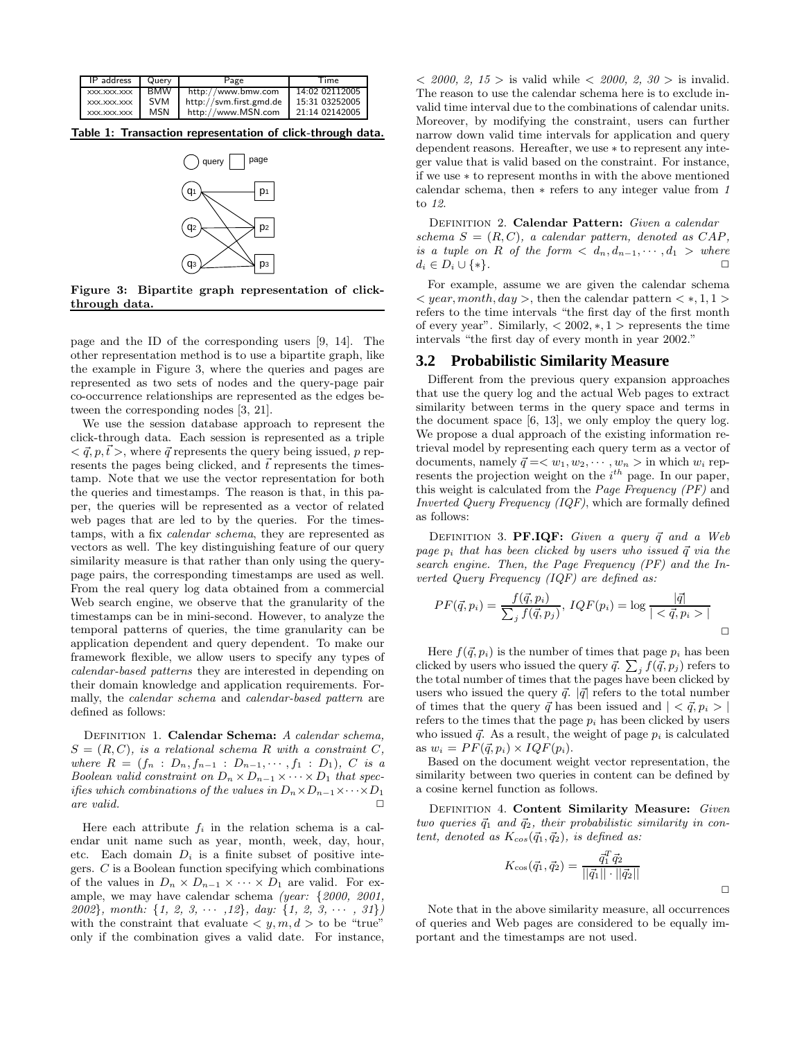| IP address | Query | Page | Time |
|---|---|---|---|
| xxx.xxx.xxx | BMW | http://www.bmw.com | 14:02 02112005 |
| xxx.xxx.xxx | SVM | http://svm.first.gmd.de | 15:31 03252005 |
| xxx.xxx.xxx | MSN | http://www.MSN.com | 21:14 02142005 |

**Table 1: Transaction representation of click-through data.**

**Figure 3: Bipartite graph representation of click-through data.**

page and the ID of the corresponding users [9, 14]. The other representation method is to use a bipartite graph, like the example in Figure 3, where the queries and pages are represented as two sets of nodes and the query-page pair co-occurrence relationships are represented as the edges between the corresponding nodes [3, 21].

We use the session database approach to represent the click-through data. Each session is represented as a triple $< \vec{q}, p, \vec{t} >$, where $\vec{q}$ represents the query being issued, $p$ represents the pages being clicked, and $\vec{t}$ represents the timestamp. Note that we use the vector representation for both the queries and timestamps. The reason is that, in this paper, the queries will be represented as a vector of related web pages that are led to by the queries. For the timestamps, with a fix *calendar schema*, they are represented as vectors as well. The key distinguishing feature of our query similarity measure is that rather than only using the query-page pairs, the corresponding timestamps are used as well. From the real query log data obtained from a commercial Web search engine, we observe that the granularity of the timestamps can be in mini-second. However, to analyze the temporal patterns of queries, the time granularity can be application dependent and query dependent. To make our framework flexible, we allow users to specify any types of *calendar-based patterns* they are interested in depending on their domain knowledge and application requirements. Formally, the *calendar schema* and *calendar-based pattern* are defined as follows:

Definition 1. **Calendar Schema:** *A calendar schema, $S = (R, C)$, is a relational schema $R$ with a constraint $C$, where $R = (f_n : D_n, f_{n-1} : D_{n-1}, \cdots, f_1 : D_1)$, $C$ is a Boolean valid constraint on $D_n \times D_{n-1} \times \cdots \times D_1$ that specifies which combinations of the values in $D_n \times D_{n-1} \times \cdots \times D_1$ are valid.* □

Here each attribute $f_i$ in the relation schema is a calendar unit name such as year, month, week, day, hour, etc. Each domain $D_i$ is a finite subset of positive integers. $C$ is a Boolean function specifying which combinations of the values in $D_n \times D_{n-1} \times \cdots \times D_1$ are valid. For example, we may have calendar schema *(year: {2000, 2001, 2002}, month: {1, 2, 3, $\cdots$ ,12}, day: {1, 2, 3, $\cdots$ , 31})* with the constraint that evaluate $< y, m, d >$ to be "true" only if the combination gives a valid date. For instance, $<$ *2000, 2, 15* $>$ is valid while $<$ *2000, 2, 30* $>$ is invalid. The reason to use the calendar schema here is to exclude invalid time interval due to the combinations of calendar units. Moreover, by modifying the constraint, users can further narrow down valid time intervals for application and query dependent reasons. Hereafter, we use $*$ to represent any integer value that is valid based on the constraint. For instance, if we use $*$ to represent months in with the above mentioned calendar schema, then $*$ refers to any integer value from *1* to *12*.

Definition 2. **Calendar Pattern:** *Given a calendar schema $S = (R, C)$, a calendar pattern, denoted as $CAP$, is a tuple on $R$ of the form $< d_n, d_{n-1}, \cdots, d_1 >$ where $d_i \in D_i \cup \{*\}$.* □

For example, assume we are given the calendar schema $< year, month, day >$, then the calendar pattern $< *, 1, 1 >$ refers to the time intervals "the first day of the first month of every year". Similarly, $< 2002, *, 1 >$ represents the time intervals "the first day of every month in year 2002."

## 3.2 Probabilistic Similarity Measure

Different from the previous query expansion approaches that use the query log and the actual Web pages to extract similarity between terms in the query space and terms in the document space [6, 13], we only employ the query log. We propose a dual approach of the existing information retrieval model by representing each query term as a vector of documents, namely $\vec{q} =< w_1, w_2, \cdots, w_n >$ in which $w_i$ represents the projection weight on the $i^{th}$ page. In our paper, this weight is calculated from the *Page Frequency (PF)* and *Inverted Query Frequency (IQF)*, which are formally defined as follows:

Definition 3. **PF.IQF:** *Given a query $\vec{q}$ and a Web page $p_i$ that has been clicked by users who issued $\vec{q}$ via the search engine. Then, the Page Frequency (PF) and the Inverted Query Frequency (IQF) are defined as:*

$$PF(\vec{q}, p_i) = \frac{f(\vec{q}, p_i)}{\sum_j f(\vec{q}, p_j)},\ IQF(p_i) = \log \frac{|\vec{q}|}{| < \vec{q}, p_i > |}$$

□

Here $f(\vec{q}, p_i)$ is the number of times that page $p_i$ has been clicked by users who issued the query $\vec{q}$. $\sum_j f(\vec{q}, p_j)$ refers to the total number of times that the pages have been clicked by users who issued the query $\vec{q}$. $|\vec{q}|$ refers to the total number of times that the query $\vec{q}$ has been issued and $| < \vec{q}, p_i > |$ refers to the times that the page $p_i$ has been clicked by users who issued $\vec{q}$. As a result, the weight of page $p_i$ is calculated as $w_i = PF(\vec{q}, p_i) \times IQF(p_i)$.

Based on the document weight vector representation, the similarity between two queries in content can be defined by a cosine kernel function as follows.

Definition 4. **Content Similarity Measure:** *Given two queries $\vec{q}_1$ and $\vec{q}_2$, their probabilistic similarity in content, denoted as $K_{cos}(\vec{q}_1, \vec{q}_2)$, is defined as:*

$$K_{\cos}(\vec{q}_1, \vec{q}_2) = \frac{\vec{q}_1^T \vec{q}_2}{||\vec{q}_1|| \cdot ||\vec{q}_2||}$$

□

Note that in the above similarity measure, all occurrences of queries and Web pages are considered to be equally important and the timestamps are not used.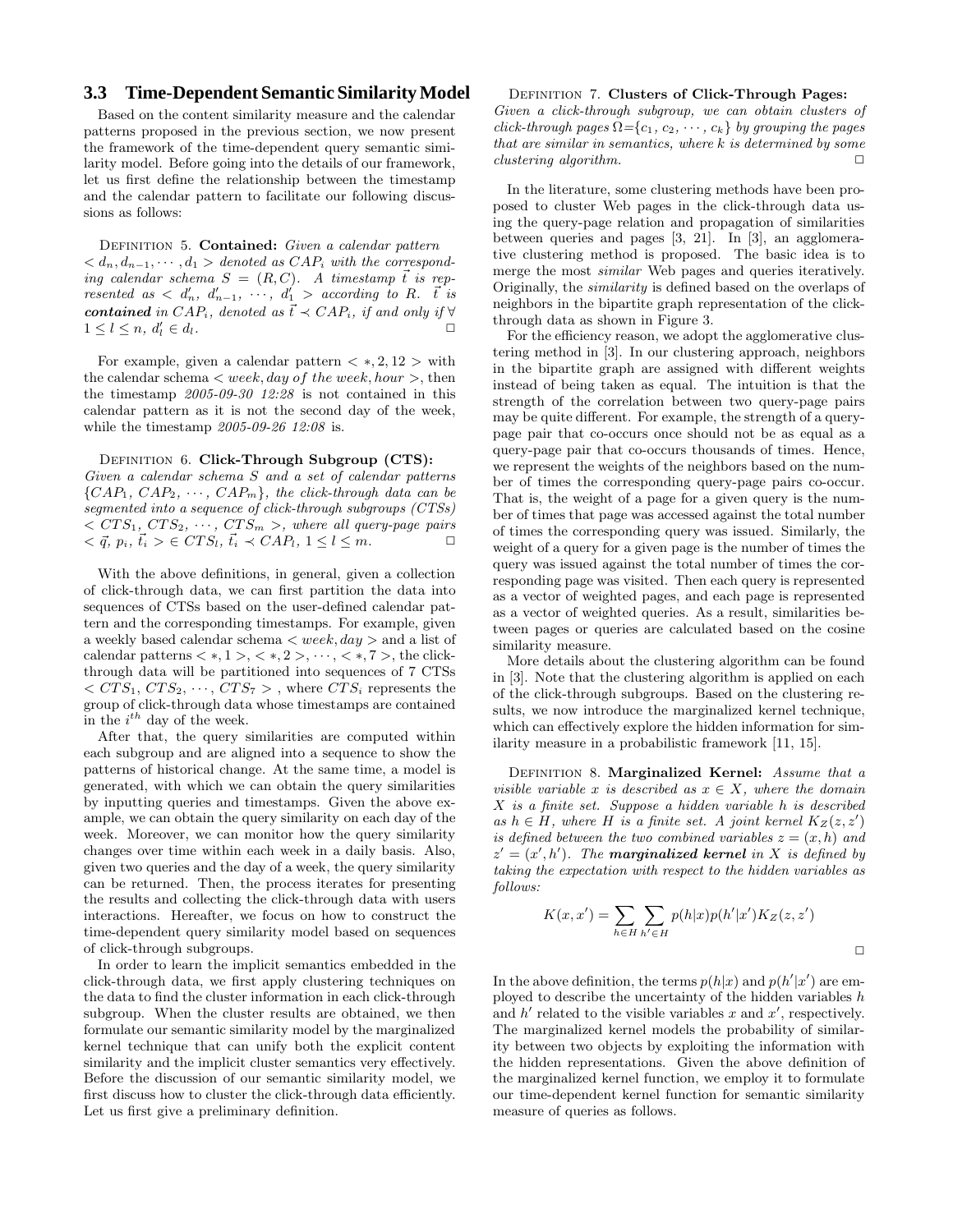### 3.3 Time-Dependent Semantic Similarity Model

Based on the content similarity measure and the calendar patterns proposed in the previous section, we now present the framework of the time-dependent query semantic similarity model. Before going into the details of our framework, let us first define the relationship between the timestamp and the calendar pattern to facilitate our following discussions as follows:

Definition 5. **Contained:** *Given a calendar pattern $< d_n, d_{n-1}, \cdots, d_1 >$ denoted as $CAP_i$ with the corresponding calendar schema $S = (R, C)$. A timestamp $\vec{t}$ is represented as $< d'_n, d'_{n-1}, \cdots, d'_1 >$ according to R. $\vec{t}$ is* ***contained*** *in $CAP_i$, denoted as $\vec{t} \prec CAP_i$, if and only if $\forall$ $1 \leq l \leq n$, $d'_l \in d_l$.* □

For example, given a calendar pattern $< *, 2, 12 >$ with the calendar schema $< week, day\ of\ the\ week, hour >$, then the timestamp *2005-09-30 12:28* is not contained in this calendar pattern as it is not the second day of the week, while the timestamp *2005-09-26 12:08* is.

Definition 6. **Click-Through Subgroup (CTS):** *Given a calendar schema S and a set of calendar patterns $\{CAP_1, CAP_2, \cdots, CAP_m\}$, the click-through data can be segmented into a sequence of click-through subgroups (CTSs) $< CTS_1, CTS_2, \cdots, CTS_m >$, where all query-page pairs $< \vec{q}, p_i, \vec{t_i} > \in CTS_l$, $\vec{t_i} \prec CAP_l$, $1 \leq l \leq m$.* □

With the above definitions, in general, given a collection of click-through data, we can first partition the data into sequences of CTSs based on the user-defined calendar pattern and the corresponding timestamps. For example, given a weekly based calendar schema $< week, day >$ and a list of calendar patterns $< *, 1 >, < *, 2 >, \cdots, < *, 7 >$, the click-through data will be partitioned into sequences of 7 CTSs $< CTS_1, CTS_2, \cdots, CTS_7 >$ , where $CTS_i$ represents the group of click-through data whose timestamps are contained in the $i^{th}$ day of the week.

After that, the query similarities are computed within each subgroup and are aligned into a sequence to show the patterns of historical change. At the same time, a model is generated, with which we can obtain the query similarities by inputting queries and timestamps. Given the above example, we can obtain the query similarity on each day of the week. Moreover, we can monitor how the query similarity changes over time within each week in a daily basis. Also, given two queries and the day of a week, the query similarity can be returned. Then, the process iterates for presenting the results and collecting the click-through data with users interactions. Hereafter, we focus on how to construct the time-dependent query similarity model based on sequences of click-through subgroups.

In order to learn the implicit semantics embedded in the click-through data, we first apply clustering techniques on the data to find the cluster information in each click-through subgroup. When the cluster results are obtained, we then formulate our semantic similarity model by the marginalized kernel technique that can unify both the explicit content similarity and the implicit cluster semantics very effectively. Before the discussion of our semantic similarity model, we first discuss how to cluster the click-through data efficiently. Let us first give a preliminary definition.

Definition 7. **Clusters of Click-Through Pages:** *Given a click-through subgroup, we can obtain clusters of click-through pages $\Omega = \{c_1, c_2, \cdots, c_k\}$ by grouping the pages that are similar in semantics, where k is determined by some clustering algorithm.* □

In the literature, some clustering methods have been proposed to cluster Web pages in the click-through data using the query-page relation and propagation of similarities between queries and pages [3, 21]. In [3], an agglomerative clustering method is proposed. The basic idea is to merge the most *similar* Web pages and queries iteratively. Originally, the *similarity* is defined based on the overlaps of neighbors in the bipartite graph representation of the click-through data as shown in Figure 3.

For the efficiency reason, we adopt the agglomerative clustering method in [3]. In our clustering approach, neighbors in the bipartite graph are assigned with different weights instead of being taken as equal. The intuition is that the strength of the correlation between two query-page pairs may be quite different. For example, the strength of a query-page pair that co-occurs once should not be as equal as a query-page pair that co-occurs thousands of times. Hence, we represent the weights of the neighbors based on the number of times the corresponding query-page pairs co-occur. That is, the weight of a page for a given query is the number of times that page was accessed against the total number of times the corresponding query was issued. Similarly, the weight of a query for a given page is the number of times the query was issued against the total number of times the corresponding page was visited. Then each query is represented as a vector of weighted pages, and each page is represented as a vector of weighted queries. As a result, similarities between pages or queries are calculated based on the cosine similarity measure.

More details about the clustering algorithm can be found in [3]. Note that the clustering algorithm is applied on each of the click-through subgroups. Based on the clustering results, we now introduce the marginalized kernel technique, which can effectively explore the hidden information for similarity measure in a probabilistic framework [11, 15].

Definition 8. **Marginalized Kernel:** *Assume that a visible variable x is described as $x \in X$, where the domain X is a finite set. Suppose a hidden variable h is described as $h \in H$, where H is a finite set. A joint kernel $K_Z(z, z')$ is defined between the two combined variables $z = (x, h)$ and $z' = (x', h')$. The* ***marginalized kernel*** *in X is defined by taking the expectation with respect to the hidden variables as follows:*

$$K(x, x') = \sum_{h \in H} \sum_{h' \in H} p(h|x)p(h'|x')K_Z(z, z')$$

□

In the above definition, the terms $p(h|x)$ and $p(h'|x')$ are employed to describe the uncertainty of the hidden variables $h$ and $h'$ related to the visible variables $x$ and $x'$, respectively. The marginalized kernel models the probability of similarity between two objects by exploiting the information with the hidden representations. Given the above definition of the marginalized kernel function, we employ it to formulate our time-dependent kernel function for semantic similarity measure of queries as follows.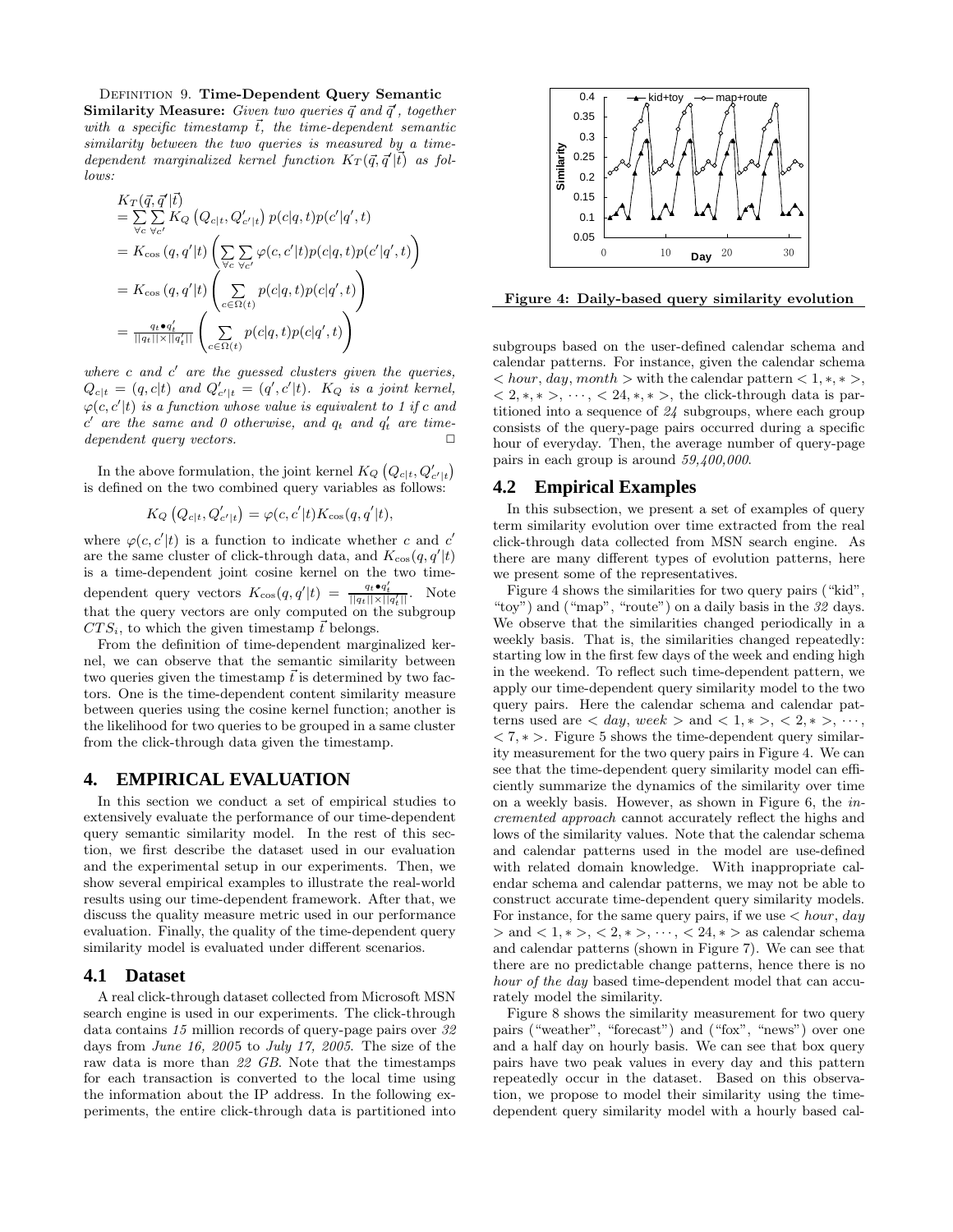Definition 9. **Time-Dependent Query Semantic Similarity Measure:** *Given two queries $\vec{q}$ and $\vec{q}'$, together with a specific timestamp $\vec{t}$, the time-dependent semantic similarity between the two queries is measured by a time-dependent marginalized kernel function $K_T(\vec{q}, \vec{q}'|\vec{t})$ as follows:*

$$
\begin{aligned}
&K_T(\vec{q}, \vec{q}'|\vec{t}) \\
&= \sum_{\forall c} \sum_{\forall c'} K_Q\left(Q_{c|t}, Q'_{c'|t}\right) p(c|q,t)p(c'|q',t) \\
&= K_{\cos}(q, q'|t) \left( \sum_{\forall c} \sum_{\forall c'} \varphi(c, c'|t) p(c|q,t) p(c'|q',t) \right) \\
&= K_{\cos}(q, q'|t) \left( \sum_{c \in \Omega(t)} p(c|q,t) p(c|q',t) \right) \\
&= \frac{q_t \bullet q'_t}{||q_t|| \times ||q'_t||} \left( \sum_{c \in \Omega(t)} p(c|q,t) p(c|q',t) \right)
\end{aligned}
$$

*where $c$ and $c'$ are the guessed clusters given the queries, $Q_{c|t} = (q, c|t)$ and $Q'_{c'|t} = (q', c'|t)$. $K_Q$ is a joint kernel, $\varphi(c, c'|t)$ is a function whose value is equivalent to 1 if $c$ and $c'$ are the same and 0 otherwise, and $q_t$ and $q'_t$ are time-dependent query vectors.* □

In the above formulation, the joint kernel $K_Q\left(Q_{c|t}, Q'_{c'|t}\right)$ is defined on the two combined query variables as follows:

$$
K_Q\left(Q_{c|t}, Q'_{c'|t}\right) = \varphi(c, c'|t) K_{\cos}(q, q'|t),
$$

where $\varphi(c, c'|t)$ is a function to indicate whether $c$ and $c'$ are the same cluster of click-through data, and $K_{\cos}(q, q'|t)$ is a time-dependent joint cosine kernel on the two time-dependent query vectors $K_{\cos}(q, q'|t) = \frac{q_t \bullet q'_t}{||q_t|| \times ||q'_t||}$. Note that the query vectors are only computed on the subgroup $CTS_i$, to which the given timestamp $\vec{t}$ belongs.

From the definition of time-dependent marginalized kernel, we can observe that the semantic similarity between two queries given the timestamp $\vec{t}$ is determined by two factors. One is the time-dependent content similarity measure between queries using the cosine kernel function; another is the likelihood for two queries to be grouped in a same cluster from the click-through data given the timestamp.

# 4. EMPIRICAL EVALUATION

In this section we conduct a set of empirical studies to extensively evaluate the performance of our time-dependent query semantic similarity model. In the rest of this section, we first describe the dataset used in our evaluation and the experimental setup in our experiments. Then, we show several empirical examples to illustrate the real-world results using our time-dependent framework. After that, we discuss the quality measure metric used in our performance evaluation. Finally, the quality of the time-dependent query similarity model is evaluated under different scenarios.

## 4.1 Dataset

A real click-through dataset collected from Microsoft MSN search engine is used in our experiments. The click-through data contains *15* million records of query-page pairs over *32* days from *June 16, 2005* to *July 17, 2005.* The size of the raw data is more than *22 GB*. Note that the timestamps for each transaction is converted to the local time using the information about the IP address. In the following experiments, the entire click-through data is partitioned into subgroups based on the user-defined calendar schema and calendar patterns. For instance, given the calendar schema $< hour, day, month >$ with the calendar pattern $< 1, *, * >$, $< 2, *, * >$, $\cdots$, $< 24, *, * >$, the click-through data is partitioned into a sequence of *24* subgroups, where each group consists of the query-page pairs occurred during a specific hour of everyday. Then, the average number of query-page pairs in each group is around *59,400,000*.

**Figure 4: Daily-based query similarity evolution**

## 4.2 Empirical Examples

In this subsection, we present a set of examples of query term similarity evolution over time extracted from the real click-through data collected from MSN search engine. As there are many different types of evolution patterns, here we present some of the representatives.

Figure 4 shows the similarities for two query pairs ("kid", "toy") and ("map", "route") on a daily basis in the *32* days. We observe that the similarities changed periodically in a weekly basis. That is, the similarities changed repeatedly: starting low in the first few days of the week and ending high in the weekend. To reflect such time-dependent pattern, we apply our time-dependent query similarity model to the two query pairs. Here the calendar schema and calendar patterns used are $< day, week >$ and $< 1, * >$, $< 2, * >$, $\cdots$, $< 7, * >$. Figure 5 shows the time-dependent query similarity measurement for the two query pairs in Figure 4. We can see that the time-dependent query similarity model can efficiently summarize the dynamics of the similarity over time on a weekly basis. However, as shown in Figure 6, the *incremented approach* cannot accurately reflect the highs and lows of the similarity values. Note that the calendar schema and calendar patterns used in the model are use-defined with related domain knowledge. With inappropriate calendar schema and calendar patterns, we may not be able to construct accurate time-dependent query similarity models. For instance, for the same query pairs, if we use $< hour, day >$ and $< 1, * >$, $< 2, * >$, $\cdots$, $< 24, * >$ as calendar schema and calendar patterns (shown in Figure 7). We can see that there are no predictable change patterns, hence there is no *hour of the day* based time-dependent model that can accurately model the similarity.

Figure 8 shows the similarity measurement for two query pairs ("weather", "forecast") and ("fox", "news") over one and a half day on hourly basis. We can see that box query pairs have two peak values in every day and this pattern repeatedly occur in the dataset. Based on this observation, we propose to model their similarity using the time-dependent query similarity model with a hourly based cal-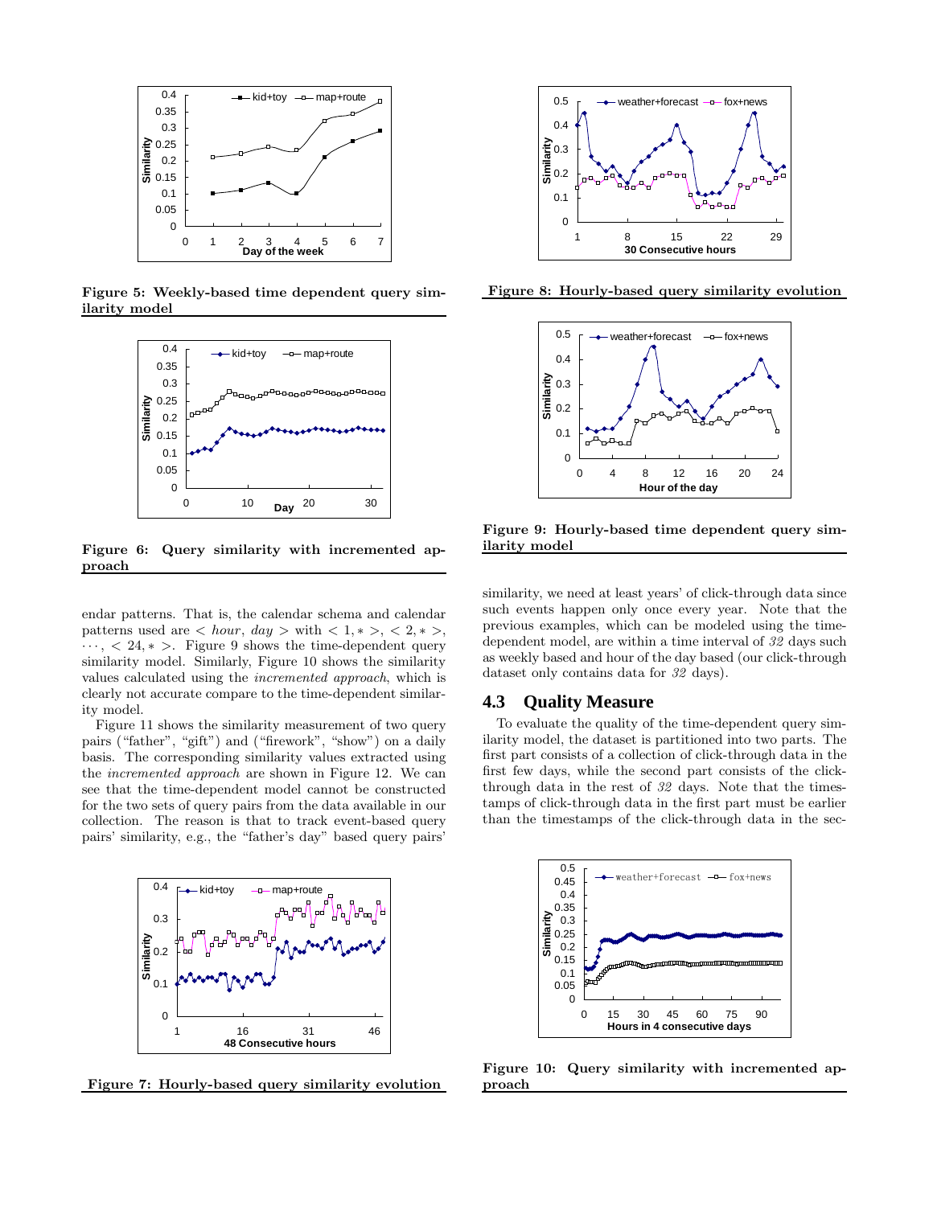Figure 5: Weekly-based time dependent query similarity model

Figure 6: Query similarity with incremented approach

endar patterns. That is, the calendar schema and calendar patterns used are $< hour, day >$ with $< 1, * >$, $< 2, * >$, $\cdots$, $< 24, * >$. Figure 9 shows the time-dependent query similarity model. Similarly, Figure 10 shows the similarity values calculated using the *incremented approach*, which is clearly not accurate compare to the time-dependent similarity model.

Figure 11 shows the similarity measurement of two query pairs ("father", "gift") and ("firework", "show") on a daily basis. The corresponding similarity values extracted using the *incremented approach* are shown in Figure 12. We can see that the time-dependent model cannot be constructed for the two sets of query pairs from the data available in our collection. The reason is that to track event-based query pairs' similarity, e.g., the "father's day" based query pairs'

Figure 7: Hourly-based query similarity evolution

Figure 8: Hourly-based query similarity evolution

Figure 9: Hourly-based time dependent query similarity model

similarity, we need at least years' of click-through data since such events happen only once every year. Note that the previous examples, which can be modeled using the time-dependent model, are within a time interval of *32* days such as weekly based and hour of the day based (our click-through dataset only contains data for *32* days).

## 4.3 Quality Measure

To evaluate the quality of the time-dependent query similarity model, the dataset is partitioned into two parts. The first part consists of a collection of click-through data in the first few days, while the second part consists of the click-through data in the rest of *32* days. Note that the timestamps of click-through data in the first part must be earlier than the timestamps of the click-through data in the sec-

Figure 10: Query similarity with incremented approach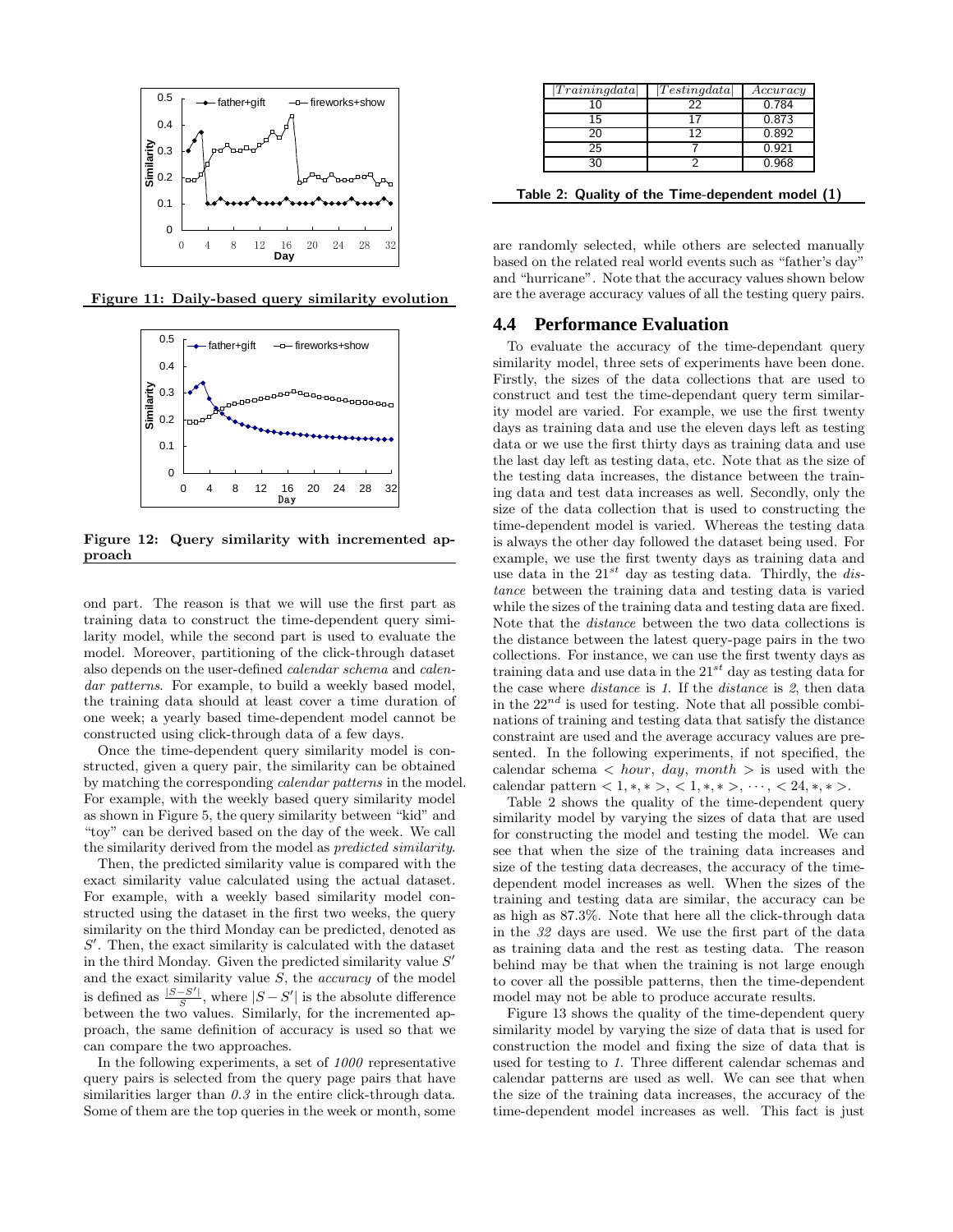Figure 11: Daily-based query similarity evolution

Figure 12: Query similarity with incremented approach

ond part. The reason is that we will use the first part as training data to construct the time-dependent query similarity model, while the second part is used to evaluate the model. Moreover, partitioning of the click-through dataset also depends on the user-defined *calendar schema* and *calendar patterns*. For example, to build a weekly based model, the training data should at least cover a time duration of one week; a yearly based time-dependent model cannot be constructed using click-through data of a few days.

Once the time-dependent query similarity model is constructed, given a query pair, the similarity can be obtained by matching the corresponding *calendar patterns* in the model. For example, with the weekly based query similarity model as shown in Figure 5, the query similarity between "kid" and "toy" can be derived based on the day of the week. We call the similarity derived from the model as *predicted similarity*.

Then, the predicted similarity value is compared with the exact similarity value calculated using the actual dataset. For example, with a weekly based similarity model constructed using the dataset in the first two weeks, the query similarity on the third Monday can be predicted, denoted as $S'$. Then, the exact similarity is calculated with the dataset in the third Monday. Given the predicted similarity value $S'$ and the exact similarity value $S$, the *accuracy* of the model is defined as $\frac{|S-S'|}{S}$, where $|S-S'|$ is the absolute difference between the two values. Similarly, for the incremented approach, the same definition of accuracy is used so that we can compare the two approaches.

In the following experiments, a set of *1000* representative query pairs is selected from the query page pairs that have similarities larger than *0.3* in the entire click-through data. Some of them are the top queries in the week or month, some are randomly selected, while others are selected manually based on the related real world events such as "father's day" and "hurricane". Note that the accuracy values shown below are the average accuracy values of all the testing query pairs.

| $\lvert Training data \rvert$ | $\lvert Testing data \rvert$ | $Accuracy$ |
|---|---|---|
| 10 | 22 | 0.784 |
| 15 | 17 | 0.873 |
| 20 | 12 | 0.892 |
| 25 | 7 | 0.921 |
| 30 | 2 | 0.968 |

**Table 2: Quality of the Time-dependent model (1)**

## 4.4 Performance Evaluation

To evaluate the accuracy of the time-dependant query similarity model, three sets of experiments have been done. Firstly, the sizes of the data collections that are used to construct and test the time-dependant query term similarity model are varied. For example, we use the first twenty days as training data and use the eleven days left as testing data or we use the first thirty days as training data and use the last day left as testing data, etc. Note that as the size of the testing data increases, the distance between the training data and test data increases as well. Secondly, only the size of the data collection that is used to constructing the time-dependent model is varied. Whereas the testing data is always the other day followed the dataset being used. For example, we use the first twenty days as training data and use data in the $21^{st}$ day as testing data. Thirdly, the *distance* between the training data and testing data is varied while the sizes of the training data and testing data are fixed. Note that the *distance* between the two data collections is the distance between the latest query-page pairs in the two collections. For instance, we can use the first twenty days as training data and use data in the $21^{st}$ day as testing data for the case where *distance* is *1*. If the *distance* is *2*, then data in the $22^{nd}$ is used for testing. Note that all possible combinations of training and testing data that satisfy the distance constraint are used and the average accuracy values are presented. In the following experiments, if not specified, the calendar schema $<hour, day, month>$ is used with the calendar pattern $<1,*,*>, <1,*,*>, \cdots, <24,*,*>$.

Table 2 shows the quality of the time-dependent query similarity model by varying the sizes of data that are used for constructing the model and testing the model. We can see that when the size of the training data increases and size of the testing data decreases, the accuracy of the time-dependent model increases as well. When the sizes of the training and testing data are similar, the accuracy can be as high as 87.3%. Note that here all the click-through data in the *32* days are used. We use the first part of the data as training data and the rest as testing data. The reason behind may be that when the training is not large enough to cover all the possible patterns, then the time-dependent model may not be able to produce accurate results.

Figure 13 shows the quality of the time-dependent query similarity model by varying the size of data that is used for construction the model and fixing the size of data that is used for testing to *1*. Three different calendar schemas and calendar patterns are used as well. We can see that when the size of the training data increases, the accuracy of the time-dependent model increases as well. This fact is just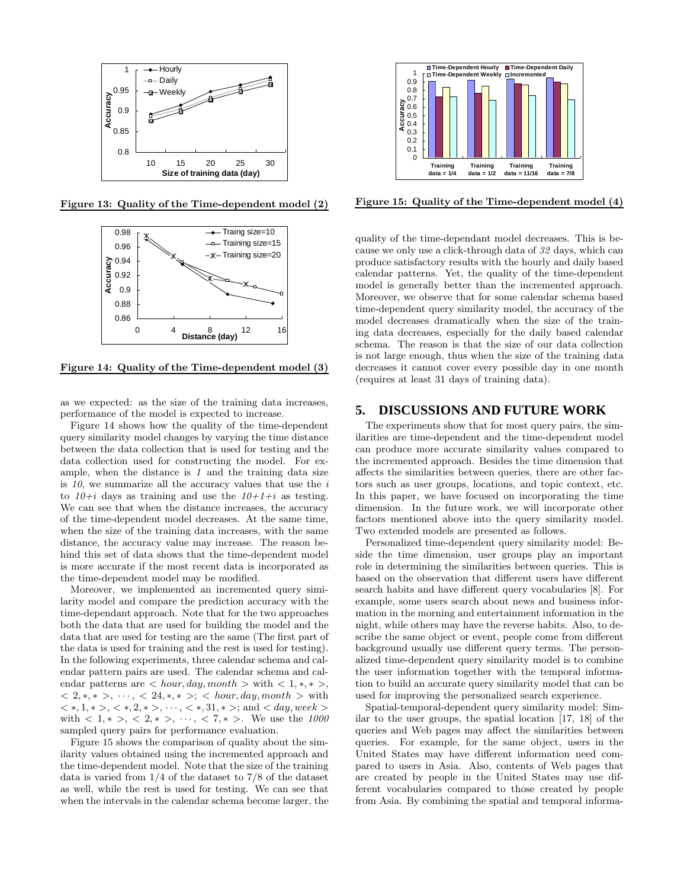1
0.95
0.9
0.85
0.8
Accuracy
10 15 20 25 30
Size of training data (day)
Hourly
Daily
Weekly

**Figure 13: Quality of the Time-dependent model (2)**

0.98
0.96
0.94
0.92
0.9
0.88
0.86
Accuracy
0 4 8 12 16
Distance (day)
Traing size=10
Training size=15
Training size=20

**Figure 14: Quality of the Time-dependent model (3)**

as we expected: as the size of the training data increases, performance of the model is expected to increase.

Figure 14 shows how the quality of the time-dependent query similarity model changes by varying the time distance between the data collection that is used for testing and the data collection used for constructing the model. For example, when the distance is *1* and the training data size is *10*, we summarize all the accuracy values that use the *i* to *10+i* days as training and use the *10+1+i* as testing. We can see that when the distance increases, the accuracy of the time-dependent model decreases. At the same time, when the size of the training data increases, with the same distance, the accuracy value may increase. The reason behind this set of data shows that the time-dependent model is more accurate if the most recent data is incorporated as the time-dependent model may be modified.

Moreover, we implemented an incremented query similarity model and compare the prediction accuracy with the time-dependant approach. Note that for the two approaches both the data that are used for building the model and the data that are used for testing are the same (The first part of the data is used for training and the rest is used for testing). In the following experiments, three calendar schema and calendar pattern pairs are used. The calendar schema and calendar patterns are $< hour, day, month >$ with $< 1, *, * >$, $< 2, *, * >$, $\cdots$, $< 24, *, * >$; $< hour, day, month >$ with $< *, 1, * >$, $< *, 2, * >$, $\cdots$, $< *, 31, * >$; and $< day, week >$ with $< 1, * >$, $< 2, * >$, $\cdots$, $< 7, * >$. We use the *1000* sampled query pairs for performance evaluation.

Figure 15 shows the comparison of quality about the similarity values obtained using the incremented approach and the time-dependent model. Note that the size of the training data is varied from 1/4 of the dataset to 7/8 of the dataset as well, while the rest is used for testing. We can see that when the intervals in the calendar schema become larger, the

1
0.9
0.8
0.7
0.6
0.5
0.4
0.3
0.2
0.1
0
Accuracy
Time-Dependent Hourly
Time-Dependent Daily
Time-Dependent Weekly
Incremented
Training data = 1/4
Training data = 1/2
Training data = 11/16
Training data = 7/8

**Figure 15: Quality of the Time-dependent model (4)**

quality of the time-dependant model decreases. This is because we only use a click-through data of *32* days, which can produce satisfactory results with the hourly and daily based calendar patterns. Yet, the quality of the time-dependent model is generally better than the incremented approach. Moreover, we observe that for some calendar schema based time-dependent query similarity model, the accuracy of the model decreases dramatically when the size of the training data decreases, especially for the daily based calendar schema. The reason is that the size of our data collection is not large enough, thus when the size of the training data decreases it cannot cover every possible day in one month (requires at least 31 days of training data).

## 5. DISCUSSIONS AND FUTURE WORK

The experiments show that for most query pairs, the similarities are time-dependent and the time-dependent model can produce more accurate similarity values compared to the incremented approach. Besides the time dimension that affects the similarities between queries, there are other factors such as user groups, locations, and topic context, etc. In this paper, we have focused on incorporating the time dimension. In the future work, we will incorporate other factors mentioned above into the query similarity model. Two extended models are presented as follows.

Personalized time-dependent query similarity model: Beside the time dimension, user groups play an important role in determining the similarities between queries. This is based on the observation that different users have different search habits and have different query vocabularies [8]. For example, some users search about news and business information in the morning and entertainment information in the night, while others may have the reverse habits. Also, to describe the same object or event, people come from different background usually use different query terms. The personalized time-dependent query similarity model is to combine the user information together with the temporal information to build an accurate query similarity model that can be used for improving the personalized search experience.

Spatial-temporal-dependent query similarity model: Similar to the user groups, the spatial location [17, 18] of the queries and Web pages may affect the similarities between queries. For example, for the same object, users in the United States may have different information need compared to users in Asia. Also, contents of Web pages that are created by people in the United States may use different vocabularies compared to those created by people from Asia. By combining the spatial and temporal informa-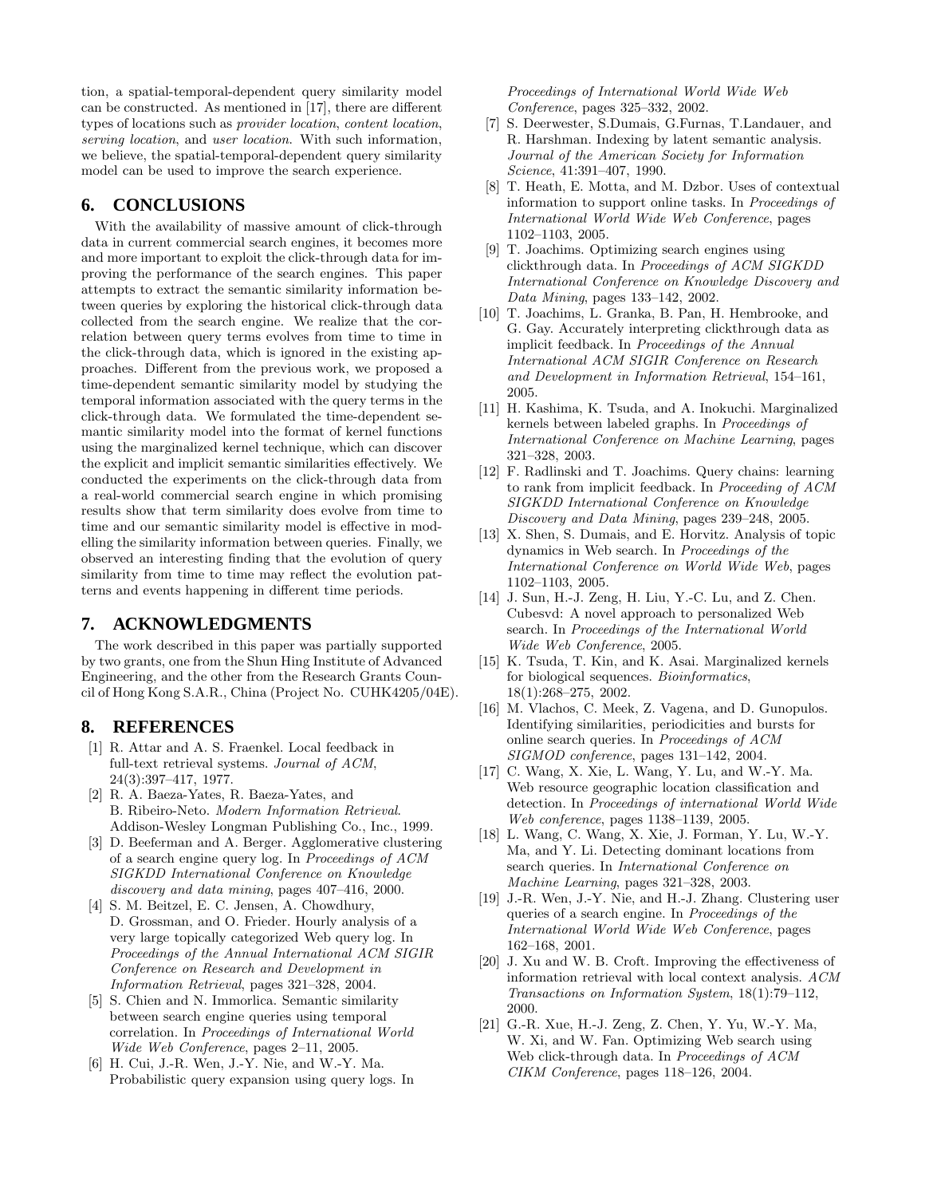tion, a spatial-temporal-dependent query similarity model can be constructed. As mentioned in [17], there are different types of locations such as *provider location*, *content location*, *serving location*, and *user location*. With such information, we believe, the spatial-temporal-dependent query similarity model can be used to improve the search experience.

## 6. CONCLUSIONS

With the availability of massive amount of click-through data in current commercial search engines, it becomes more and more important to exploit the click-through data for improving the performance of the search engines. This paper attempts to extract the semantic similarity information between queries by exploring the historical click-through data collected from the search engine. We realize that the correlation between query terms evolves from time to time in the click-through data, which is ignored in the existing approaches. Different from the previous work, we proposed a time-dependent semantic similarity model by studying the temporal information associated with the query terms in the click-through data. We formulated the time-dependent semantic similarity model into the format of kernel functions using the marginalized kernel technique, which can discover the explicit and implicit semantic similarities effectively. We conducted the experiments on the click-through data from a real-world commercial search engine in which promising results show that term similarity does evolve from time to time and our semantic similarity model is effective in modelling the similarity information between queries. Finally, we observed an interesting finding that the evolution of query similarity from time to time may reflect the evolution patterns and events happening in different time periods.

## 7. ACKNOWLEDGMENTS

The work described in this paper was partially supported by two grants, one from the Shun Hing Institute of Advanced Engineering, and the other from the Research Grants Council of Hong Kong S.A.R., China (Project No. CUHK4205/04E).

## 8. REFERENCES

[1] R. Attar and A. S. Fraenkel. Local feedback in full-text retrieval systems. *Journal of ACM*, 24(3):397–417, 1977.

[2] R. A. Baeza-Yates, R. Baeza-Yates, and B. Ribeiro-Neto. *Modern Information Retrieval*. Addison-Wesley Longman Publishing Co., Inc., 1999.

[3] D. Beeferman and A. Berger. Agglomerative clustering of a search engine query log. In *Proceedings of ACM SIGKDD International Conference on Knowledge discovery and data mining*, pages 407–416, 2000.

[4] S. M. Beitzel, E. C. Jensen, A. Chowdhury, D. Grossman, and O. Frieder. Hourly analysis of a very large topically categorized Web query log. In *Proceedings of the Annual International ACM SIGIR Conference on Research and Development in Information Retrieval*, pages 321–328, 2004.

[5] S. Chien and N. Immorlica. Semantic similarity between search engine queries using temporal correlation. In *Proceedings of International World Wide Web Conference*, pages 2–11, 2005.

[6] H. Cui, J.-R. Wen, J.-Y. Nie, and W.-Y. Ma. Probabilistic query expansion using query logs. In *Proceedings of International World Wide Web Conference*, pages 325–332, 2002.

[7] S. Deerwester, S.Dumais, G.Furnas, T.Landauer, and R. Harshman. Indexing by latent semantic analysis. *Journal of the American Society for Information Science*, 41:391–407, 1990.

[8] T. Heath, E. Motta, and M. Dzbor. Uses of contextual information to support online tasks. In *Proceedings of International World Wide Web Conference*, pages 1102–1103, 2005.

[9] T. Joachims. Optimizing search engines using clickthrough data. In *Proceedings of ACM SIGKDD International Conference on Knowledge Discovery and Data Mining*, pages 133–142, 2002.

[10] T. Joachims, L. Granka, B. Pan, H. Hembrooke, and G. Gay. Accurately interpreting clickthrough data as implicit feedback. In *Proceedings of the Annual International ACM SIGIR Conference on Research and Development in Information Retrieval*, 154–161, 2005.

[11] H. Kashima, K. Tsuda, and A. Inokuchi. Marginalized kernels between labeled graphs. In *Proceedings of International Conference on Machine Learning*, pages 321–328, 2003.

[12] F. Radlinski and T. Joachims. Query chains: learning to rank from implicit feedback. In *Proceeding of ACM SIGKDD International Conference on Knowledge Discovery and Data Mining*, pages 239–248, 2005.

[13] X. Shen, S. Dumais, and E. Horvitz. Analysis of topic dynamics in Web search. In *Proceedings of the International Conference on World Wide Web*, pages 1102–1103, 2005.

[14] J. Sun, H.-J. Zeng, H. Liu, Y.-C. Lu, and Z. Chen. Cubesvd: A novel approach to personalized Web search. In *Proceedings of the International World Wide Web Conference*, 2005.

[15] K. Tsuda, T. Kin, and K. Asai. Marginalized kernels for biological sequences. *Bioinformatics*, 18(1):268–275, 2002.

[16] M. Vlachos, C. Meek, Z. Vagena, and D. Gunopulos. Identifying similarities, periodicities and bursts for online search queries. In *Proceedings of ACM SIGMOD conference*, pages 131–142, 2004.

[17] C. Wang, X. Xie, L. Wang, Y. Lu, and W.-Y. Ma. Web resource geographic location classification and detection. In *Proceedings of international World Wide Web conference*, pages 1138–1139, 2005.

[18] L. Wang, C. Wang, X. Xie, J. Forman, Y. Lu, W.-Y. Ma, and Y. Li. Detecting dominant locations from search queries. In *International Conference on Machine Learning*, pages 321–328, 2003.

[19] J.-R. Wen, J.-Y. Nie, and H.-J. Zhang. Clustering user queries of a search engine. In *Proceedings of the International World Wide Web Conference*, pages 162–168, 2001.

[20] J. Xu and W. B. Croft. Improving the effectiveness of information retrieval with local context analysis. *ACM Transactions on Information System*, 18(1):79–112, 2000.

[21] G.-R. Xue, H.-J. Zeng, Z. Chen, Y. Yu, W.-Y. Ma, W. Xi, and W. Fan. Optimizing Web search using Web click-through data. In *Proceedings of ACM CIKM Conference*, pages 118–126, 2004.